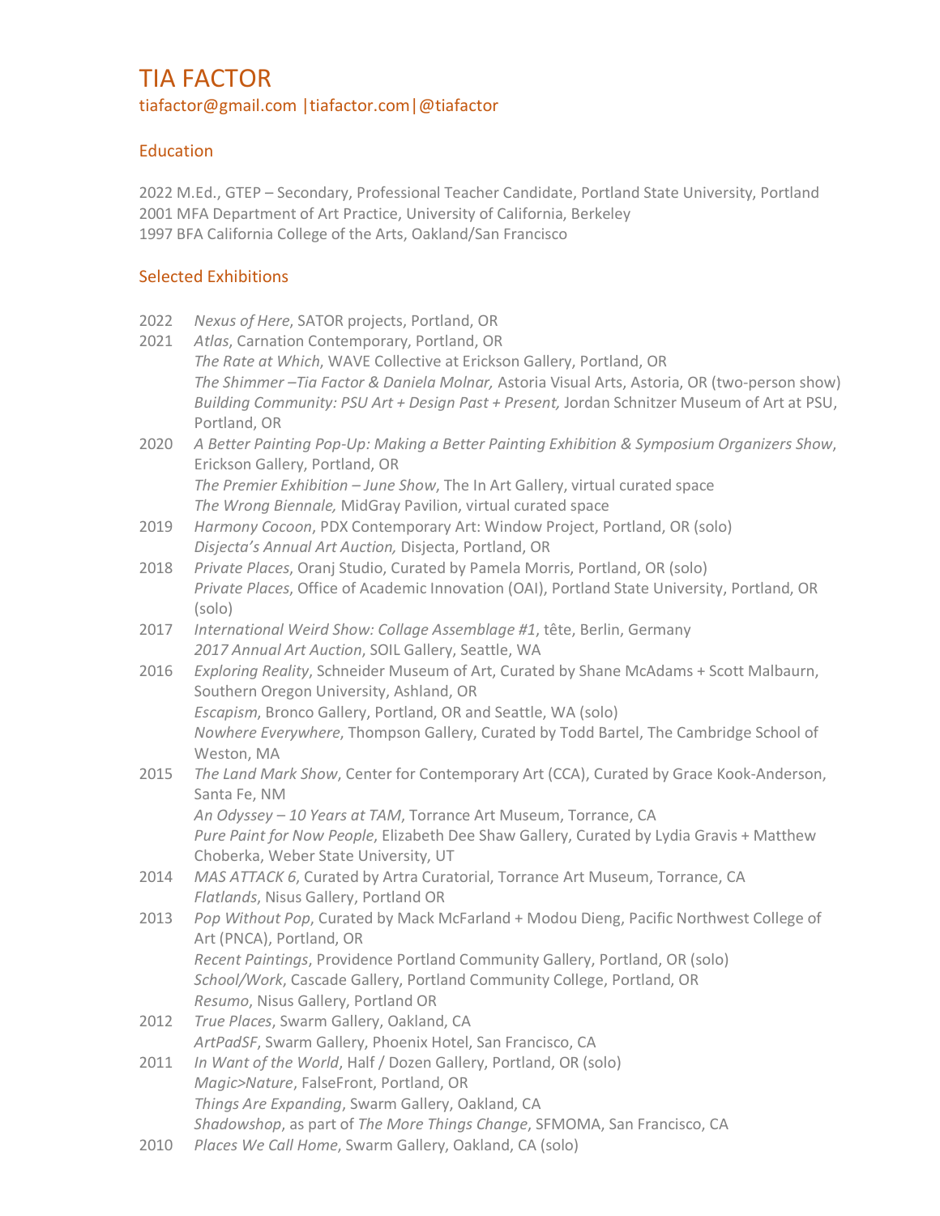# TIA FACTOR

tiafactor@gmail.com |tiafactor.com|@tiafactor

## Education

2022 M.Ed., GTEP – Secondary, Professional Teacher Candidate, Portland State University, Portland
2001 MFA Department of Art Practice, University of California, Berkeley
1997 BFA California College of the Arts, Oakland/San Francisco

## Selected Exhibitions

2022 *Nexus of Here*, SATOR projects, Portland, OR

2021 *Atlas*, Carnation Contemporary, Portland, OR
*The Rate at Which*, WAVE Collective at Erickson Gallery, Portland, OR
*The Shimmer –Tia Factor & Daniela Molnar,* Astoria Visual Arts, Astoria, OR (two-person show)
*Building Community: PSU Art + Design Past + Present,* Jordan Schnitzer Museum of Art at PSU, Portland, OR

2020 *A Better Painting Pop-Up: Making a Better Painting Exhibition & Symposium Organizers Show*, Erickson Gallery, Portland, OR
*The Premier Exhibition – June Show*, The In Art Gallery, virtual curated space
*The Wrong Biennale,* MidGray Pavilion, virtual curated space

2019 *Harmony Cocoon*, PDX Contemporary Art: Window Project, Portland, OR (solo)
*Disjecta's Annual Art Auction,* Disjecta, Portland, OR

2018 *Private Places*, Oranj Studio, Curated by Pamela Morris, Portland, OR (solo)
*Private Places*, Office of Academic Innovation (OAI), Portland State University, Portland, OR (solo)

2017 *International Weird Show: Collage Assemblage #1*, tête, Berlin, Germany
*2017 Annual Art Auction*, SOIL Gallery, Seattle, WA

2016 *Exploring Reality*, Schneider Museum of Art, Curated by Shane McAdams + Scott Malbaurn, Southern Oregon University, Ashland, OR
*Escapism*, Bronco Gallery, Portland, OR and Seattle, WA (solo)
*Nowhere Everywhere*, Thompson Gallery, Curated by Todd Bartel, The Cambridge School of Weston, MA

2015 *The Land Mark Show*, Center for Contemporary Art (CCA), Curated by Grace Kook-Anderson, Santa Fe, NM
*An Odyssey – 10 Years at TAM*, Torrance Art Museum, Torrance, CA
*Pure Paint for Now People*, Elizabeth Dee Shaw Gallery, Curated by Lydia Gravis + Matthew Choberka, Weber State University, UT

2014 *MAS ATTACK 6*, Curated by Artra Curatorial, Torrance Art Museum, Torrance, CA
*Flatlands*, Nisus Gallery, Portland OR

2013 *Pop Without Pop*, Curated by Mack McFarland + Modou Dieng, Pacific Northwest College of Art (PNCA), Portland, OR
*Recent Paintings*, Providence Portland Community Gallery, Portland, OR (solo)
*School/Work*, Cascade Gallery, Portland Community College, Portland, OR
*Resumo*, Nisus Gallery, Portland OR

2012 *True Places*, Swarm Gallery, Oakland, CA
*ArtPadSF*, Swarm Gallery, Phoenix Hotel, San Francisco, CA

2011 *In Want of the World*, Half / Dozen Gallery, Portland, OR (solo)
*Magic>Nature*, FalseFront, Portland, OR
*Things Are Expanding*, Swarm Gallery, Oakland, CA
*Shadowshop*, as part of *The More Things Change*, SFMOMA, San Francisco, CA

2010 *Places We Call Home*, Swarm Gallery, Oakland, CA (solo)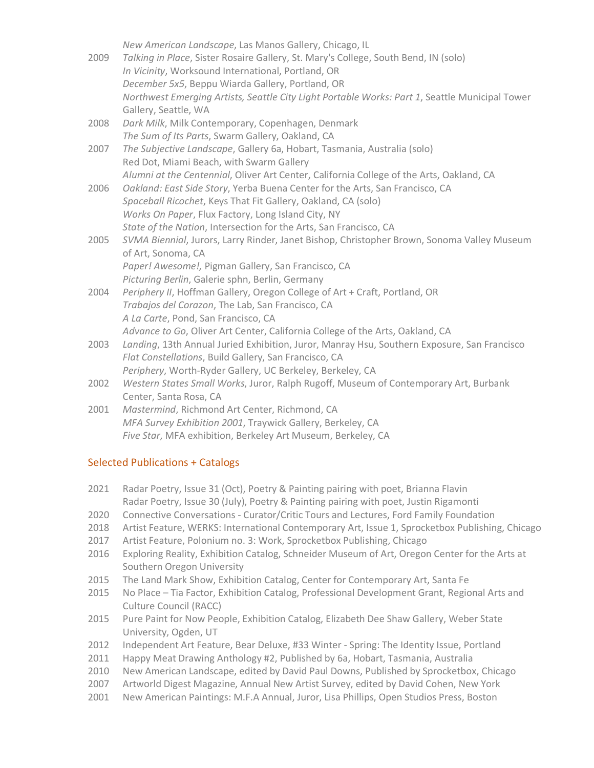*New American Landscape*, Las Manos Gallery, Chicago, IL

2009 *Talking in Place*, Sister Rosaire Gallery, St. Mary's College, South Bend, IN (solo)
*In Vicinity*, Worksound International, Portland, OR
*December 5x5*, Beppu Wiarda Gallery, Portland, OR
*Northwest Emerging Artists, Seattle City Light Portable Works: Part 1*, Seattle Municipal Tower Gallery, Seattle, WA

2008 *Dark Milk*, Milk Contemporary, Copenhagen, Denmark
*The Sum of Its Parts*, Swarm Gallery, Oakland, CA

2007 *The Subjective Landscape*, Gallery 6a, Hobart, Tasmania, Australia (solo)
Red Dot, Miami Beach, with Swarm Gallery
*Alumni at the Centennial*, Oliver Art Center, California College of the Arts, Oakland, CA

2006 *Oakland: East Side Story*, Yerba Buena Center for the Arts, San Francisco, CA
*Spaceball Ricochet*, Keys That Fit Gallery, Oakland, CA (solo)
*Works On Paper*, Flux Factory, Long Island City, NY
*State of the Nation*, Intersection for the Arts, San Francisco, CA

2005 *SVMA Biennial*, Jurors, Larry Rinder, Janet Bishop, Christopher Brown, Sonoma Valley Museum of Art, Sonoma, CA
*Paper! Awesome!,* Pigman Gallery, San Francisco, CA
*Picturing Berlin*, Galerie sphn, Berlin, Germany

2004 *Periphery II*, Hoffman Gallery, Oregon College of Art + Craft, Portland, OR
*Trabajos del Corazon*, The Lab, San Francisco, CA
*A La Carte*, Pond, San Francisco, CA
*Advance to Go*, Oliver Art Center, California College of the Arts, Oakland, CA

2003 *Landing*, 13th Annual Juried Exhibition, Juror, Manray Hsu, Southern Exposure, San Francisco
*Flat Constellations*, Build Gallery, San Francisco, CA
*Periphery*, Worth-Ryder Gallery, UC Berkeley, Berkeley, CA

2002 *Western States Small Works*, Juror, Ralph Rugoff, Museum of Contemporary Art, Burbank Center, Santa Rosa, CA

2001 *Mastermind*, Richmond Art Center, Richmond, CA
*MFA Survey Exhibition 2001*, Traywick Gallery, Berkeley, CA
*Five Star*, MFA exhibition, Berkeley Art Museum, Berkeley, CA

## Selected Publications + Catalogs

2021 Radar Poetry, Issue 31 (Oct), Poetry & Painting pairing with poet, Brianna Flavin
Radar Poetry, Issue 30 (July), Poetry & Painting pairing with poet, Justin Rigamonti

2020 Connective Conversations - Curator/Critic Tours and Lectures, Ford Family Foundation

2018 Artist Feature, WERKS: International Contemporary Art, Issue 1, Sprocketbox Publishing, Chicago

2017 Artist Feature, Polonium no. 3: Work, Sprocketbox Publishing, Chicago

2016 Exploring Reality, Exhibition Catalog, Schneider Museum of Art, Oregon Center for the Arts at Southern Oregon University

2015 The Land Mark Show, Exhibition Catalog, Center for Contemporary Art, Santa Fe

2015 No Place – Tia Factor, Exhibition Catalog, Professional Development Grant, Regional Arts and Culture Council (RACC)

2015 Pure Paint for Now People, Exhibition Catalog, Elizabeth Dee Shaw Gallery, Weber State University, Ogden, UT

2012 Independent Art Feature, Bear Deluxe, #33 Winter - Spring: The Identity Issue, Portland

2011 Happy Meat Drawing Anthology #2, Published by 6a, Hobart, Tasmania, Australia

2010 New American Landscape, edited by David Paul Downs, Published by Sprocketbox, Chicago

2007 Artworld Digest Magazine, Annual New Artist Survey, edited by David Cohen, New York

2001 New American Paintings: M.F.A Annual, Juror, Lisa Phillips, Open Studios Press, Boston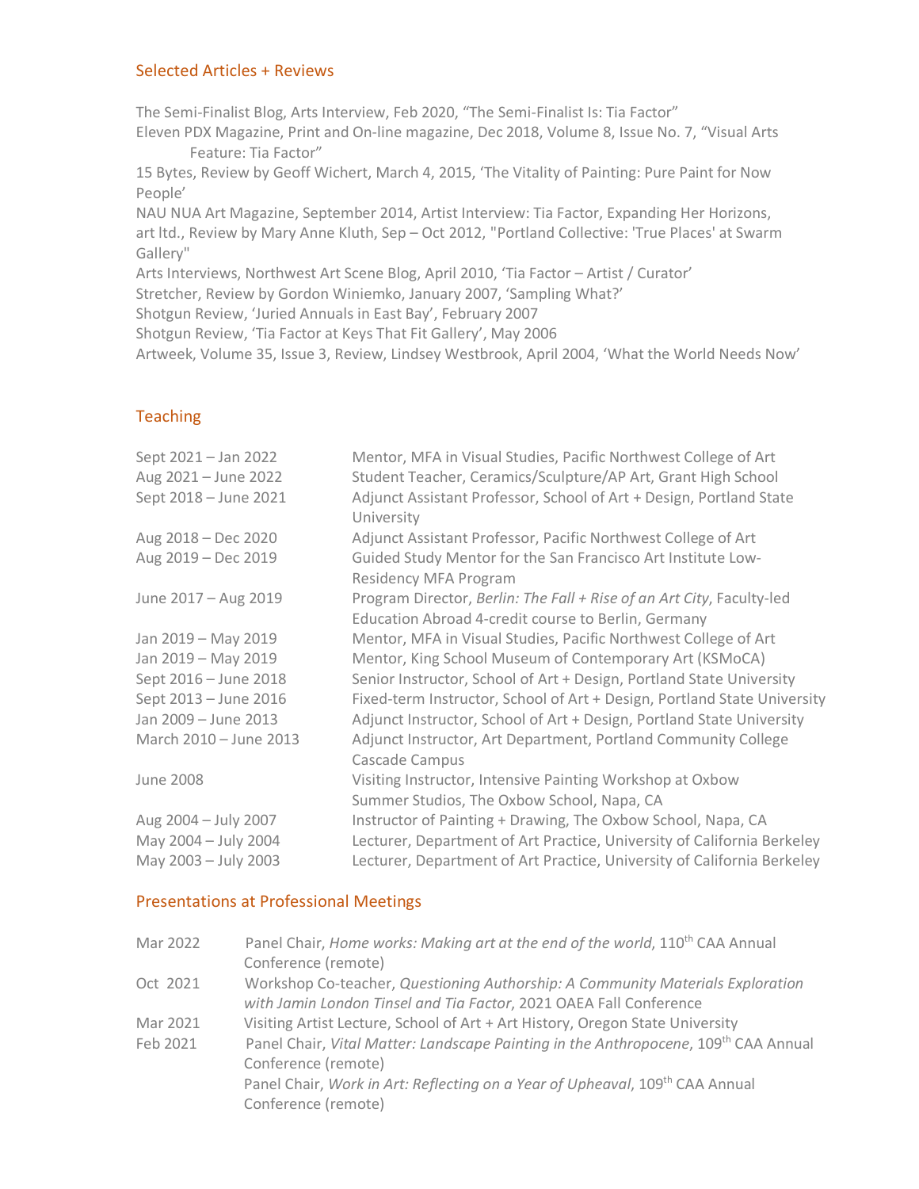## Selected Articles + Reviews

The Semi-Finalist Blog, Arts Interview, Feb 2020, "The Semi-Finalist Is: Tia Factor"
Eleven PDX Magazine, Print and On-line magazine, Dec 2018, Volume 8, Issue No. 7, "Visual Arts Feature: Tia Factor"
15 Bytes, Review by Geoff Wichert, March 4, 2015, 'The Vitality of Painting: Pure Paint for Now People'
NAU NUA Art Magazine, September 2014, Artist Interview: Tia Factor, Expanding Her Horizons,
art ltd., Review by Mary Anne Kluth, Sep – Oct 2012, "Portland Collective: 'True Places' at Swarm Gallery"
Arts Interviews, Northwest Art Scene Blog, April 2010, 'Tia Factor – Artist / Curator'
Stretcher, Review by Gordon Winiemko, January 2007, 'Sampling What?'
Shotgun Review, 'Juried Annuals in East Bay', February 2007
Shotgun Review, 'Tia Factor at Keys That Fit Gallery', May 2006
Artweek, Volume 35, Issue 3, Review, Lindsey Westbrook, April 2004, 'What the World Needs Now'

## Teaching

| | |
|---|---|
| Sept 2021 – Jan 2022 | Mentor, MFA in Visual Studies, Pacific Northwest College of Art |
| Aug 2021 – June 2022 | Student Teacher, Ceramics/Sculpture/AP Art, Grant High School |
| Sept 2018 – June 2021 | Adjunct Assistant Professor, School of Art + Design, Portland State University |
| Aug 2018 – Dec 2020 | Adjunct Assistant Professor, Pacific Northwest College of Art |
| Aug 2019 – Dec 2019 | Guided Study Mentor for the San Francisco Art Institute Low-Residency MFA Program |
| June 2017 – Aug 2019 | Program Director, *Berlin: The Fall + Rise of an Art City*, Faculty-led Education Abroad 4-credit course to Berlin, Germany |
| Jan 2019 – May 2019 | Mentor, MFA in Visual Studies, Pacific Northwest College of Art |
| Jan 2019 – May 2019 | Mentor, King School Museum of Contemporary Art (KSMoCA) |
| Sept 2016 – June 2018 | Senior Instructor, School of Art + Design, Portland State University |
| Sept 2013 – June 2016 | Fixed-term Instructor, School of Art + Design, Portland State University |
| Jan 2009 – June 2013 | Adjunct Instructor, School of Art + Design, Portland State University |
| March 2010 – June 2013 | Adjunct Instructor, Art Department, Portland Community College Cascade Campus |
| June 2008 | Visiting Instructor, Intensive Painting Workshop at Oxbow Summer Studios, The Oxbow School, Napa, CA |
| Aug 2004 – July 2007 | Instructor of Painting + Drawing, The Oxbow School, Napa, CA |
| May 2004 – July 2004 | Lecturer, Department of Art Practice, University of California Berkeley |
| May 2003 – July 2003 | Lecturer, Department of Art Practice, University of California Berkeley |

## Presentations at Professional Meetings

| | |
|---|---|
| Mar 2022 | Panel Chair, *Home works: Making art at the end of the world*, 110th CAA Annual Conference (remote) |
| Oct 2021 | Workshop Co-teacher, *Questioning Authorship: A Community Materials Exploration with Jamin London Tinsel and Tia Factor*, 2021 OAEA Fall Conference |
| Mar 2021 | Visiting Artist Lecture, School of Art + Art History, Oregon State University |
| Feb 2021 | Panel Chair, *Vital Matter: Landscape Painting in the Anthropocene*, 109th CAA Annual Conference (remote) |
| | Panel Chair, *Work in Art: Reflecting on a Year of Upheaval*, 109th CAA Annual Conference (remote) |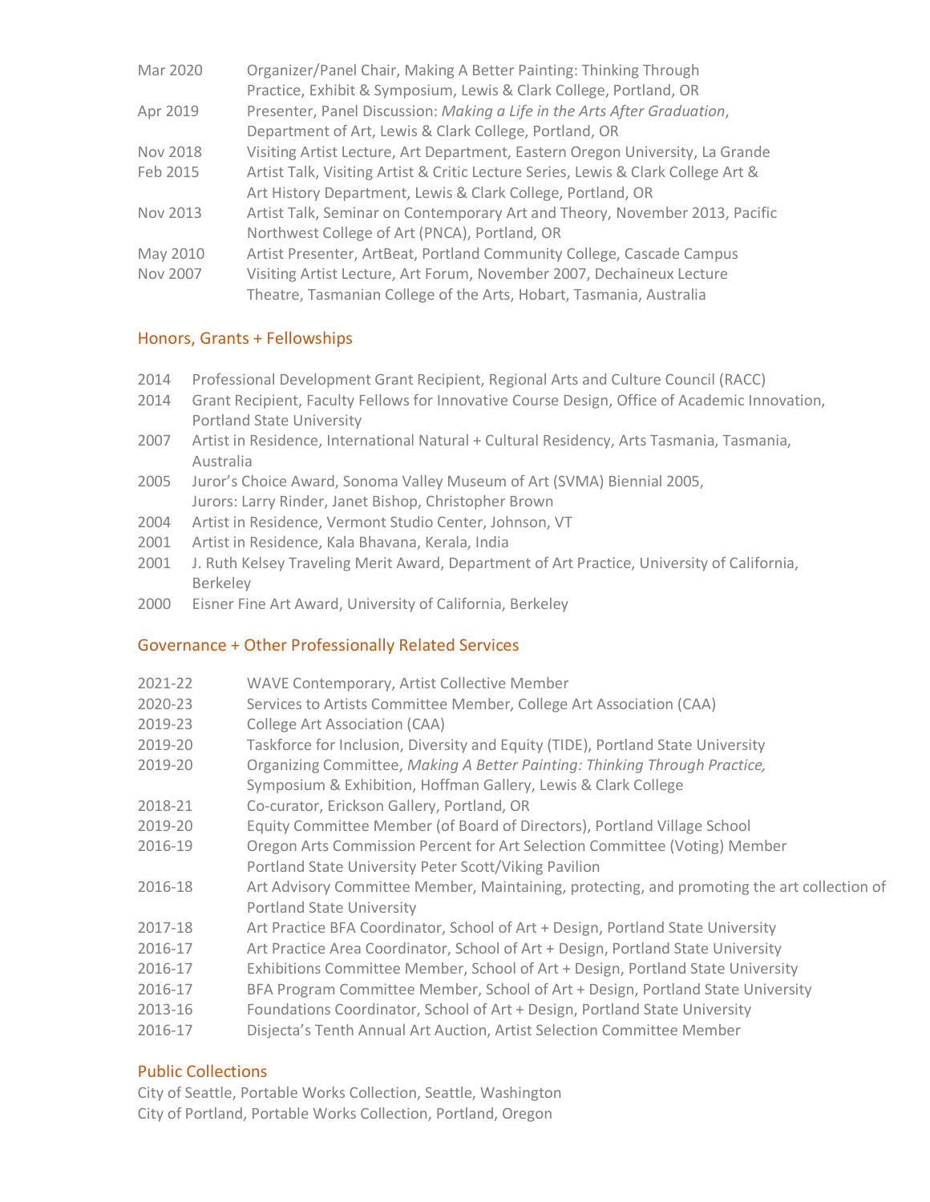| | |
|---|---|
| Mar 2020 | Organizer/Panel Chair, Making A Better Painting: Thinking Through Practice, Exhibit & Symposium, Lewis & Clark College, Portland, OR |
| Apr 2019 | Presenter, Panel Discussion: *Making a Life in the Arts After Graduation*, Department of Art, Lewis & Clark College, Portland, OR |
| Nov 2018 | Visiting Artist Lecture, Art Department, Eastern Oregon University, La Grande |
| Feb 2015 | Artist Talk, Visiting Artist & Critic Lecture Series, Lewis & Clark College Art & Art History Department, Lewis & Clark College, Portland, OR |
| Nov 2013 | Artist Talk, Seminar on Contemporary Art and Theory, November 2013, Pacific Northwest College of Art (PNCA), Portland, OR |
| May 2010 | Artist Presenter, ArtBeat, Portland Community College, Cascade Campus |
| Nov 2007 | Visiting Artist Lecture, Art Forum, November 2007, Dechaineux Lecture Theatre, Tasmanian College of the Arts, Hobart, Tasmania, Australia |

## Honors, Grants + Fellowships

| | |
|---|---|
| 2014 | Professional Development Grant Recipient, Regional Arts and Culture Council (RACC) |
| 2014 | Grant Recipient, Faculty Fellows for Innovative Course Design, Office of Academic Innovation, Portland State University |
| 2007 | Artist in Residence, International Natural + Cultural Residency, Arts Tasmania, Tasmania, Australia |
| 2005 | Juror's Choice Award, Sonoma Valley Museum of Art (SVMA) Biennial 2005, Jurors: Larry Rinder, Janet Bishop, Christopher Brown |
| 2004 | Artist in Residence, Vermont Studio Center, Johnson, VT |
| 2001 | Artist in Residence, Kala Bhavana, Kerala, India |
| 2001 | J. Ruth Kelsey Traveling Merit Award, Department of Art Practice, University of California, Berkeley |
| 2000 | Eisner Fine Art Award, University of California, Berkeley |

## Governance + Other Professionally Related Services

| | |
|---|---|
| 2021-22 | WAVE Contemporary, Artist Collective Member |
| 2020-23 | Services to Artists Committee Member, College Art Association (CAA) |
| 2019-23 | College Art Association (CAA) |
| 2019-20 | Taskforce for Inclusion, Diversity and Equity (TIDE), Portland State University |
| 2019-20 | Organizing Committee, *Making A Better Painting: Thinking Through Practice,* Symposium & Exhibition, Hoffman Gallery, Lewis & Clark College |
| 2018-21 | Co-curator, Erickson Gallery, Portland, OR |
| 2019-20 | Equity Committee Member (of Board of Directors), Portland Village School |
| 2016-19 | Oregon Arts Commission Percent for Art Selection Committee (Voting) Member Portland State University Peter Scott/Viking Pavilion |
| 2016-18 | Art Advisory Committee Member, Maintaining, protecting, and promoting the art collection of Portland State University |
| 2017-18 | Art Practice BFA Coordinator, School of Art + Design, Portland State University |
| 2016-17 | Art Practice Area Coordinator, School of Art + Design, Portland State University |
| 2016-17 | Exhibitions Committee Member, School of Art + Design, Portland State University |
| 2016-17 | BFA Program Committee Member, School of Art + Design, Portland State University |
| 2013-16 | Foundations Coordinator, School of Art + Design, Portland State University |
| 2016-17 | Disjecta's Tenth Annual Art Auction, Artist Selection Committee Member |

## Public Collections

City of Seattle, Portable Works Collection, Seattle, Washington
City of Portland, Portable Works Collection, Portland, Oregon